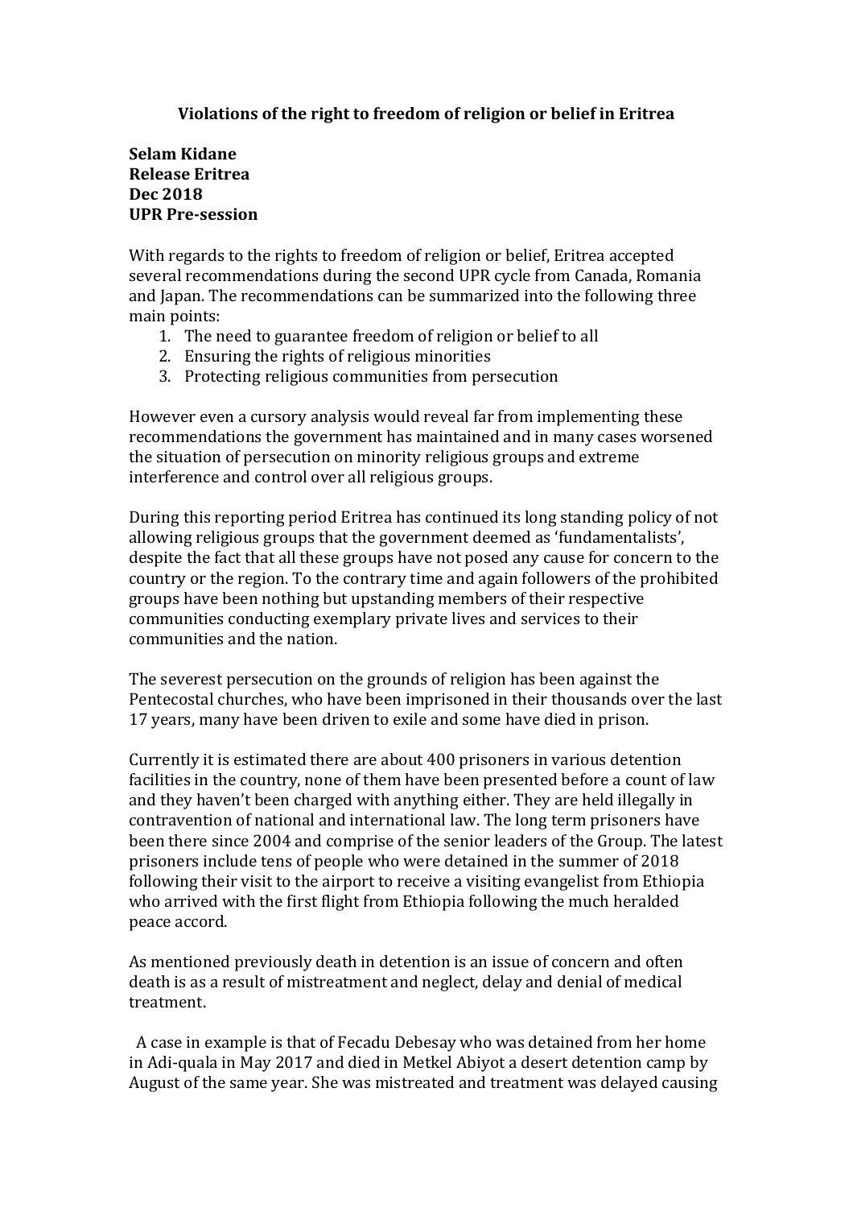# Violations of the right to freedom of religion or belief in Eritrea

**Selam Kidane**
**Release Eritrea**
**Dec 2018**
**UPR Pre-session**

With regards to the rights to freedom of religion or belief, Eritrea accepted several recommendations during the second UPR cycle from Canada, Romania and Japan. The recommendations can be summarized into the following three main points:

1. The need to guarantee freedom of religion or belief to all
2. Ensuring the rights of religious minorities
3. Protecting religious communities from persecution

However even a cursory analysis would reveal far from implementing these recommendations the government has maintained and in many cases worsened the situation of persecution on minority religious groups and extreme interference and control over all religious groups.

During this reporting period Eritrea has continued its long standing policy of not allowing religious groups that the government deemed as 'fundamentalists', despite the fact that all these groups have not posed any cause for concern to the country or the region. To the contrary time and again followers of the prohibited groups have been nothing but upstanding members of their respective communities conducting exemplary private lives and services to their communities and the nation.

The severest persecution on the grounds of religion has been against the Pentecostal churches, who have been imprisoned in their thousands over the last 17 years, many have been driven to exile and some have died in prison.

Currently it is estimated there are about 400 prisoners in various detention facilities in the country, none of them have been presented before a count of law and they haven't been charged with anything either. They are held illegally in contravention of national and international law. The long term prisoners have been there since 2004 and comprise of the senior leaders of the Group. The latest prisoners include tens of people who were detained in the summer of 2018 following their visit to the airport to receive a visiting evangelist from Ethiopia who arrived with the first flight from Ethiopia following the much heralded peace accord.

As mentioned previously death in detention is an issue of concern and often death is as a result of mistreatment and neglect, delay and denial of medical treatment.

A case in example is that of Fecadu Debesay who was detained from her home in Adi-quala in May 2017 and died in Metkel Abiyot a desert detention camp by August of the same year. She was mistreated and treatment was delayed causing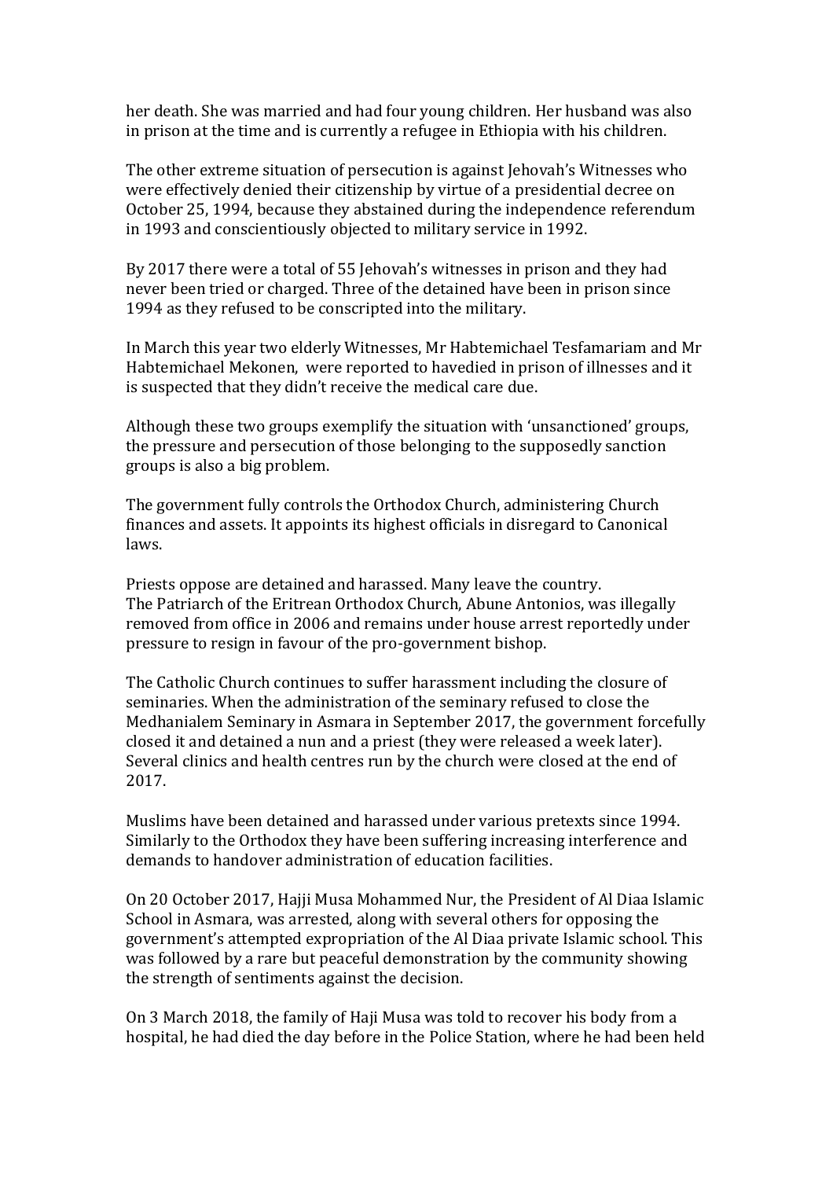her death. She was married and had four young children. Her husband was also in prison at the time and is currently a refugee in Ethiopia with his children.

The other extreme situation of persecution is against Jehovah's Witnesses who were effectively denied their citizenship by virtue of a presidential decree on October 25, 1994, because they abstained during the independence referendum in 1993 and conscientiously objected to military service in 1992.

By 2017 there were a total of 55 Jehovah's witnesses in prison and they had never been tried or charged. Three of the detained have been in prison since 1994 as they refused to be conscripted into the military.

In March this year two elderly Witnesses, Mr Habtemichael Tesfamariam and Mr Habtemichael Mekonen, were reported to havedied in prison of illnesses and it is suspected that they didn't receive the medical care due.

Although these two groups exemplify the situation with 'unsanctioned' groups, the pressure and persecution of those belonging to the supposedly sanction groups is also a big problem.

The government fully controls the Orthodox Church, administering Church finances and assets. It appoints its highest officials in disregard to Canonical laws.

Priests oppose are detained and harassed. Many leave the country.
The Patriarch of the Eritrean Orthodox Church, Abune Antonios, was illegally removed from office in 2006 and remains under house arrest reportedly under pressure to resign in favour of the pro-government bishop.

The Catholic Church continues to suffer harassment including the closure of seminaries. When the administration of the seminary refused to close the Medhanialem Seminary in Asmara in September 2017, the government forcefully closed it and detained a nun and a priest (they were released a week later). Several clinics and health centres run by the church were closed at the end of 2017.

Muslims have been detained and harassed under various pretexts since 1994. Similarly to the Orthodox they have been suffering increasing interference and demands to handover administration of education facilities.

On 20 October 2017, Hajji Musa Mohammed Nur, the President of Al Diaa Islamic School in Asmara, was arrested, along with several others for opposing the government's attempted expropriation of the Al Diaa private Islamic school. This was followed by a rare but peaceful demonstration by the community showing the strength of sentiments against the decision.

On 3 March 2018, the family of Haji Musa was told to recover his body from a hospital, he had died the day before in the Police Station, where he had been held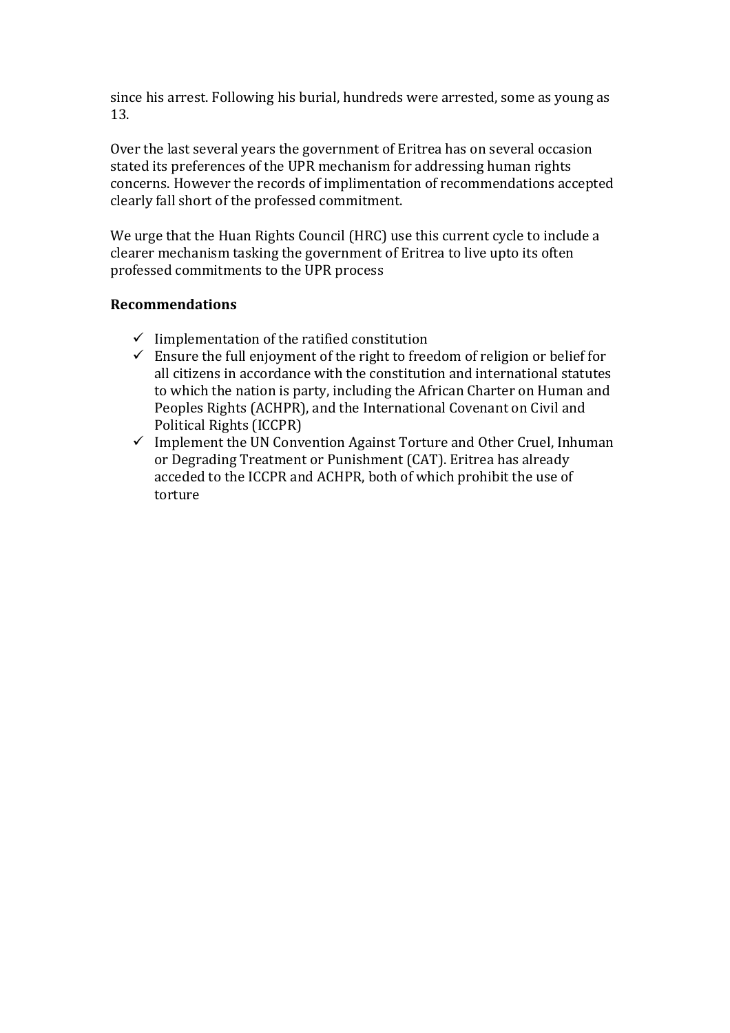since his arrest. Following his burial, hundreds were arrested, some as young as 13.

Over the last several years the government of Eritrea has on several occasion stated its preferences of the UPR mechanism for addressing human rights concerns. However the records of implimentation of recommendations accepted clearly fall short of the professed commitment.

We urge that the Huan Rights Council (HRC) use this current cycle to include a clearer mechanism tasking the government of Eritrea to live upto its often professed commitments to the UPR process

**Recommendations**

- ✓ Iimplementation of the ratified constitution
- ✓ Ensure the full enjoyment of the right to freedom of religion or belief for all citizens in accordance with the constitution and international statutes to which the nation is party, including the African Charter on Human and Peoples Rights (ACHPR), and the International Covenant on Civil and Political Rights (ICCPR)
- ✓ Implement the UN Convention Against Torture and Other Cruel, Inhuman or Degrading Treatment or Punishment (CAT). Eritrea has already acceded to the ICCPR and ACHPR, both of which prohibit the use of torture